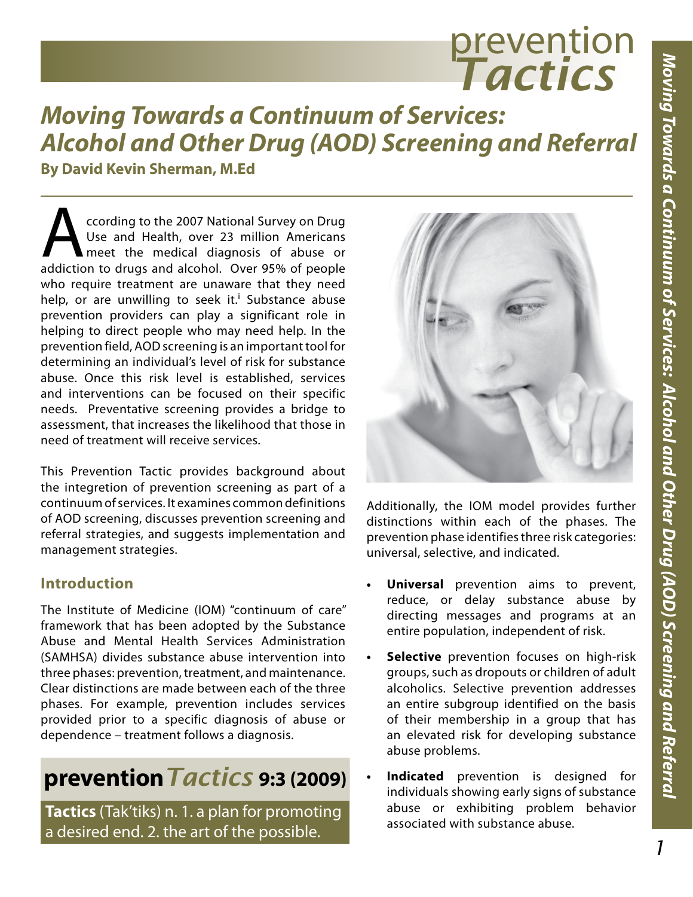# Moving Towards a Continuum of Services: Alcohol and Other Drug (AOD) Screening and Referral

**By David Kevin Sherman, M.Ed**

According to the 2007 National Survey on Drug Use and Health, over 23 million Americans meet the medical diagnosis of abuse or addiction to drugs and alcohol. Over 95% of people who require treatment are unaware that they need help, or are unwilling to seek it.[i] Substance abuse prevention providers can play a significant role in helping to direct people who may need help. In the prevention field, AOD screening is an important tool for determining an individual's level of risk for substance abuse. Once this risk level is established, services and interventions can be focused on their specific needs. Preventative screening provides a bridge to assessment, that increases the likelihood that those in need of treatment will receive services.

This Prevention Tactic provides background about the integration of prevention screening as part of a continuum of services. It examines common definitions of AOD screening, discusses prevention screening and referral strategies, and suggests implementation and management strategies.

## Introduction

The Institute of Medicine (IOM) "continuum of care" framework that has been adopted by the Substance Abuse and Mental Health Services Administration (SAMHSA) divides substance abuse intervention into three phases: prevention, treatment, and maintenance. Clear distinctions are made between each of the three phases. For example, prevention includes services provided prior to a specific diagnosis of abuse or dependence – treatment follows a diagnosis.

**prevention *Tactics* 9:3 (2009)**

**Tactics** (Tak'tiks) n. 1. a plan for promoting a desired end. 2. the art of the possible.

Additionally, the IOM model provides further distinctions within each of the phases. The prevention phase identifies three risk categories: universal, selective, and indicated.

- **Universal** prevention aims to prevent, reduce, or delay substance abuse by directing messages and programs at an entire population, independent of risk.
- **Selective** prevention focuses on high-risk groups, such as dropouts or children of adult alcoholics. Selective prevention addresses an entire subgroup identified on the basis of their membership in a group that has an elevated risk for developing substance abuse problems.
- **Indicated** prevention is designed for individuals showing early signs of substance abuse or exhibiting problem behavior associated with substance abuse.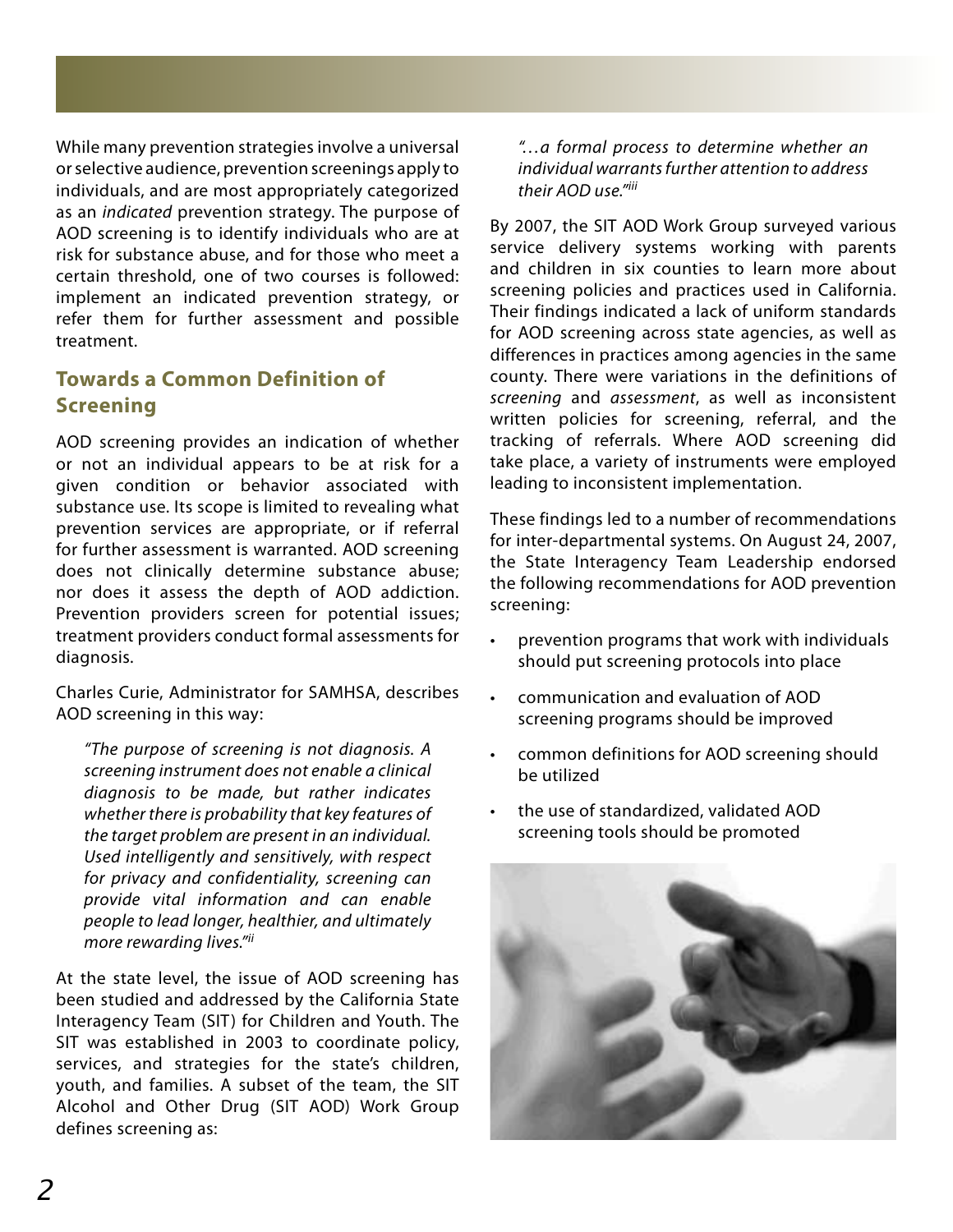While many prevention strategies involve a universal or selective audience, prevention screenings apply to individuals, and are most appropriately categorized as an *indicated* prevention strategy. The purpose of AOD screening is to identify individuals who are at risk for substance abuse, and for those who meet a certain threshold, one of two courses is followed: implement an indicated prevention strategy, or refer them for further assessment and possible treatment.

## Towards a Common Definition of Screening

AOD screening provides an indication of whether or not an individual appears to be at risk for a given condition or behavior associated with substance use. Its scope is limited to revealing what prevention services are appropriate, or if referral for further assessment is warranted. AOD screening does not clinically determine substance abuse; nor does it assess the depth of AOD addiction. Prevention providers screen for potential issues; treatment providers conduct formal assessments for diagnosis.

Charles Curie, Administrator for SAMHSA, describes AOD screening in this way:

> *"The purpose of screening is not diagnosis. A screening instrument does not enable a clinical diagnosis to be made, but rather indicates whether there is probability that key features of the target problem are present in an individual. Used intelligently and sensitively, with respect for privacy and confidentiality, screening can provide vital information and can enable people to lead longer, healthier, and ultimately more rewarding lives."*[ii]

At the state level, the issue of AOD screening has been studied and addressed by the California State Interagency Team (SIT) for Children and Youth. The SIT was established in 2003 to coordinate policy, services, and strategies for the state's children, youth, and families. A subset of the team, the SIT Alcohol and Other Drug (SIT AOD) Work Group defines screening as:

> *"…a formal process to determine whether an individual warrants further attention to address their AOD use."*[iii]

By 2007, the SIT AOD Work Group surveyed various service delivery systems working with parents and children in six counties to learn more about screening policies and practices used in California. Their findings indicated a lack of uniform standards for AOD screening across state agencies, as well as differences in practices among agencies in the same county. There were variations in the definitions of *screening* and *assessment*, as well as inconsistent written policies for screening, referral, and the tracking of referrals. Where AOD screening did take place, a variety of instruments were employed leading to inconsistent implementation.

These findings led to a number of recommendations for inter-departmental systems. On August 24, 2007, the State Interagency Team Leadership endorsed the following recommendations for AOD prevention screening:

- prevention programs that work with individuals should put screening protocols into place
- communication and evaluation of AOD screening programs should be improved
- common definitions for AOD screening should be utilized
- the use of standardized, validated AOD screening tools should be promoted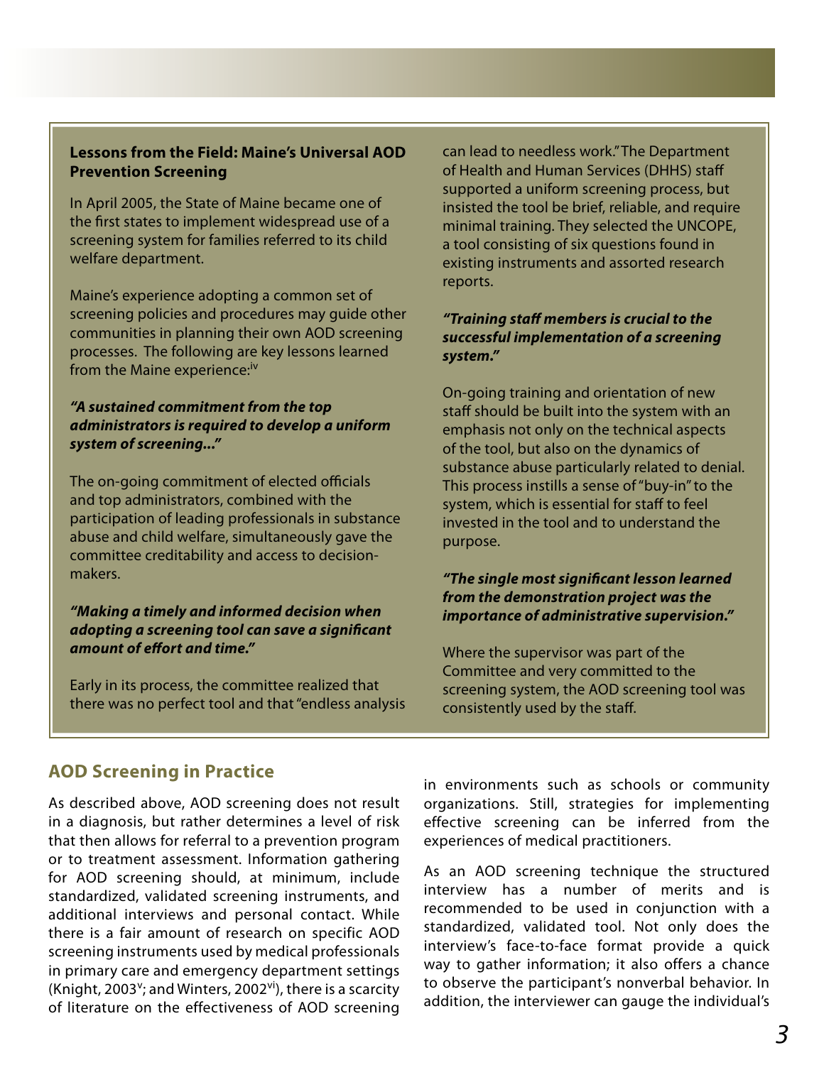### Lessons from the Field: Maine's Universal AOD Prevention Screening

In April 2005, the State of Maine became one of the first states to implement widespread use of a screening system for families referred to its child welfare department.

Maine's experience adopting a common set of screening policies and procedures may guide other communities in planning their own AOD screening processes. The following are key lessons learned from the Maine experience:[iv]

***"A sustained commitment from the top administrators is required to develop a uniform system of screening..."***

The on-going commitment of elected officials and top administrators, combined with the participation of leading professionals in substance abuse and child welfare, simultaneously gave the committee creditability and access to decision-makers.

***"Making a timely and informed decision when adopting a screening tool can save a significant amount of effort and time."***

Early in its process, the committee realized that there was no perfect tool and that "endless analysis can lead to needless work." The Department of Health and Human Services (DHHS) staff supported a uniform screening process, but insisted the tool be brief, reliable, and require minimal training. They selected the UNCOPE, a tool consisting of six questions found in existing instruments and assorted research reports.

***"Training staff members is crucial to the successful implementation of a screening system."***

On-going training and orientation of new staff should be built into the system with an emphasis not only on the technical aspects of the tool, but also on the dynamics of substance abuse particularly related to denial. This process instills a sense of "buy-in" to the system, which is essential for staff to feel invested in the tool and to understand the purpose.

***"The single most significant lesson learned from the demonstration project was the importance of administrative supervision."***

Where the supervisor was part of the Committee and very committed to the screening system, the AOD screening tool was consistently used by the staff.

## AOD Screening in Practice

As described above, AOD screening does not result in a diagnosis, but rather determines a level of risk that then allows for referral to a prevention program or to treatment assessment. Information gathering for AOD screening should, at minimum, include standardized, validated screening instruments, and additional interviews and personal contact. While there is a fair amount of research on specific AOD screening instruments used by medical professionals in primary care and emergency department settings (Knight, 2003[v]; and Winters, 2002[vi]), there is a scarcity of literature on the effectiveness of AOD screening in environments such as schools or community organizations. Still, strategies for implementing effective screening can be inferred from the experiences of medical practitioners.

As an AOD screening technique the structured interview has a number of merits and is recommended to be used in conjunction with a standardized, validated tool. Not only does the interview's face-to-face format provide a quick way to gather information; it also offers a chance to observe the participant's nonverbal behavior. In addition, the interviewer can gauge the individual's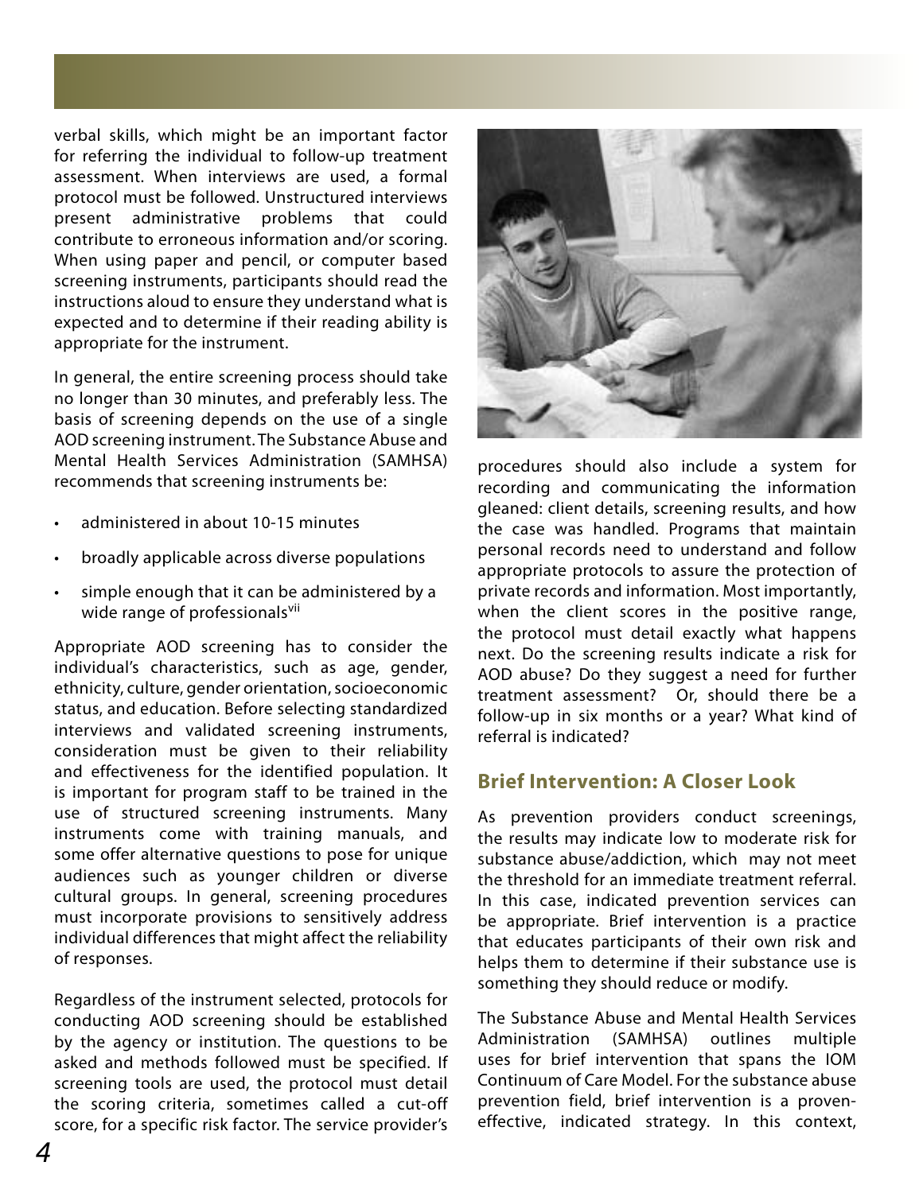verbal skills, which might be an important factor for referring the individual to follow-up treatment assessment. When interviews are used, a formal protocol must be followed. Unstructured interviews present administrative problems that could contribute to erroneous information and/or scoring. When using paper and pencil, or computer based screening instruments, participants should read the instructions aloud to ensure they understand what is expected and to determine if their reading ability is appropriate for the instrument.

In general, the entire screening process should take no longer than 30 minutes, and preferably less. The basis of screening depends on the use of a single AOD screening instrument. The Substance Abuse and Mental Health Services Administration (SAMHSA) recommends that screening instruments be:

- administered in about 10-15 minutes
- broadly applicable across diverse populations
- simple enough that it can be administered by a wide range of professionals[vii]

Appropriate AOD screening has to consider the individual's characteristics, such as age, gender, ethnicity, culture, gender orientation, socioeconomic status, and education. Before selecting standardized interviews and validated screening instruments, consideration must be given to their reliability and effectiveness for the identified population. It is important for program staff to be trained in the use of structured screening instruments. Many instruments come with training manuals, and some offer alternative questions to pose for unique audiences such as younger children or diverse cultural groups. In general, screening procedures must incorporate provisions to sensitively address individual differences that might affect the reliability of responses.

Regardless of the instrument selected, protocols for conducting AOD screening should be established by the agency or institution. The questions to be asked and methods followed must be specified. If screening tools are used, the protocol must detail the scoring criteria, sometimes called a cut-off score, for a specific risk factor. The service provider's procedures should also include a system for recording and communicating the information gleaned: client details, screening results, and how the case was handled. Programs that maintain personal records need to understand and follow appropriate protocols to assure the protection of private records and information. Most importantly, when the client scores in the positive range, the protocol must detail exactly what happens next. Do the screening results indicate a risk for AOD abuse? Do they suggest a need for further treatment assessment? Or, should there be a follow-up in six months or a year? What kind of referral is indicated?

## Brief Intervention: A Closer Look

As prevention providers conduct screenings, the results may indicate low to moderate risk for substance abuse/addiction, which may not meet the threshold for an immediate treatment referral. In this case, indicated prevention services can be appropriate. Brief intervention is a practice that educates participants of their own risk and helps them to determine if their substance use is something they should reduce or modify.

The Substance Abuse and Mental Health Services Administration (SAMHSA) outlines multiple uses for brief intervention that spans the IOM Continuum of Care Model. For the substance abuse prevention field, brief intervention is a proven-effective, indicated strategy. In this context,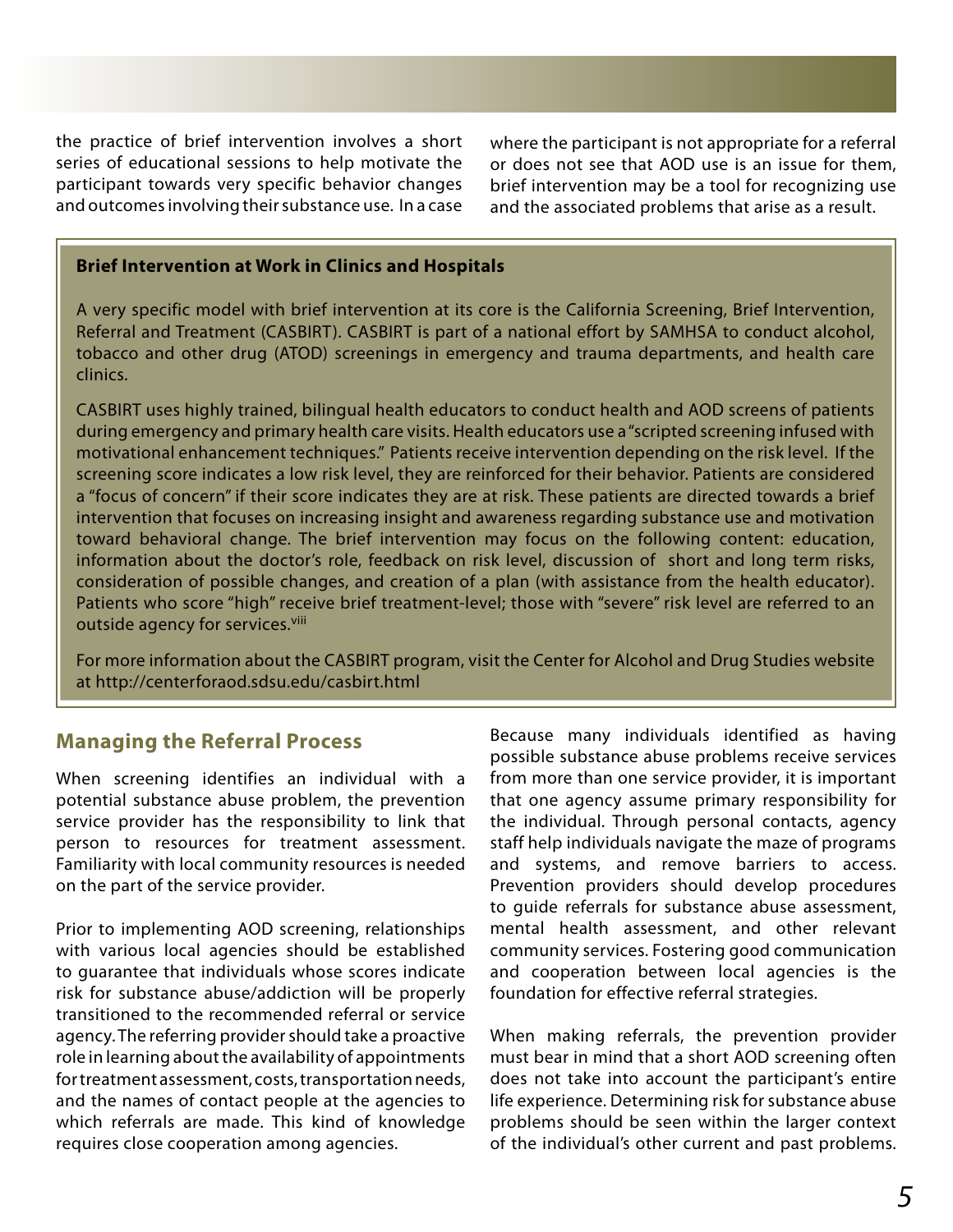the practice of brief intervention involves a short series of educational sessions to help motivate the participant towards very specific behavior changes and outcomes involving their substance use. In a case where the participant is not appropriate for a referral or does not see that AOD use is an issue for them, brief intervention may be a tool for recognizing use and the associated problems that arise as a result.

**Brief Intervention at Work in Clinics and Hospitals**

A very specific model with brief intervention at its core is the California Screening, Brief Intervention, Referral and Treatment (CASBIRT). CASBIRT is part of a national effort by SAMHSA to conduct alcohol, tobacco and other drug (ATOD) screenings in emergency and trauma departments, and health care clinics.

CASBIRT uses highly trained, bilingual health educators to conduct health and AOD screens of patients during emergency and primary health care visits. Health educators use a "scripted screening infused with motivational enhancement techniques." Patients receive intervention depending on the risk level. If the screening score indicates a low risk level, they are reinforced for their behavior. Patients are considered a "focus of concern" if their score indicates they are at risk. These patients are directed towards a brief intervention that focuses on increasing insight and awareness regarding substance use and motivation toward behavioral change. The brief intervention may focus on the following content: education, information about the doctor's role, feedback on risk level, discussion of short and long term risks, consideration of possible changes, and creation of a plan (with assistance from the health educator). Patients who score "high" receive brief treatment-level; those with "severe" risk level are referred to an outside agency for services.[viii]

For more information about the CASBIRT program, visit the Center for Alcohol and Drug Studies website at http://centerforaod.sdsu.edu/casbirt.html

## Managing the Referral Process

When screening identifies an individual with a potential substance abuse problem, the prevention service provider has the responsibility to link that person to resources for treatment assessment. Familiarity with local community resources is needed on the part of the service provider.

Prior to implementing AOD screening, relationships with various local agencies should be established to guarantee that individuals whose scores indicate risk for substance abuse/addiction will be properly transitioned to the recommended referral or service agency. The referring provider should take a proactive role in learning about the availability of appointments for treatment assessment, costs, transportation needs, and the names of contact people at the agencies to which referrals are made. This kind of knowledge requires close cooperation among agencies.

Because many individuals identified as having possible substance abuse problems receive services from more than one service provider, it is important that one agency assume primary responsibility for the individual. Through personal contacts, agency staff help individuals navigate the maze of programs and systems, and remove barriers to access. Prevention providers should develop procedures to guide referrals for substance abuse assessment, mental health assessment, and other relevant community services. Fostering good communication and cooperation between local agencies is the foundation for effective referral strategies.

When making referrals, the prevention provider must bear in mind that a short AOD screening often does not take into account the participant's entire life experience. Determining risk for substance abuse problems should be seen within the larger context of the individual's other current and past problems.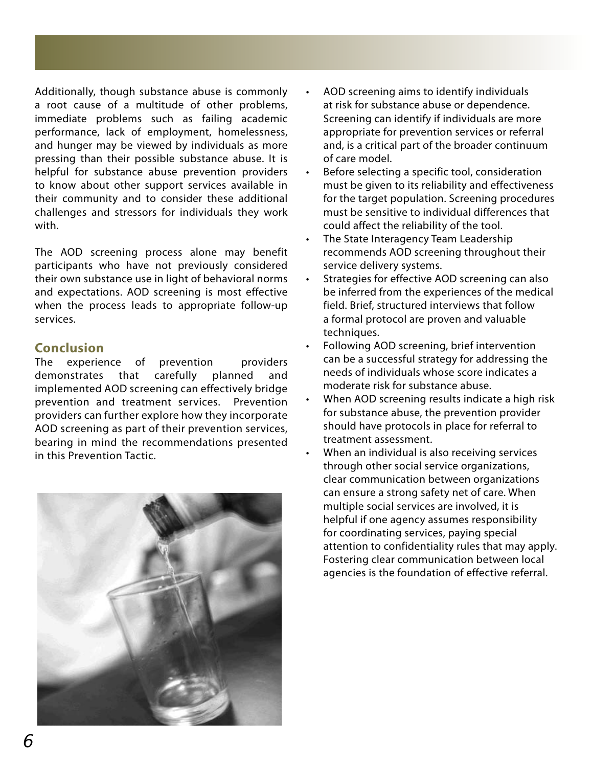Additionally, though substance abuse is commonly a root cause of a multitude of other problems, immediate problems such as failing academic performance, lack of employment, homelessness, and hunger may be viewed by individuals as more pressing than their possible substance abuse. It is helpful for substance abuse prevention providers to know about other support services available in their community and to consider these additional challenges and stressors for individuals they work with.

The AOD screening process alone may benefit participants who have not previously considered their own substance use in light of behavioral norms and expectations. AOD screening is most effective when the process leads to appropriate follow-up services.

## Conclusion

The experience of prevention providers demonstrates that carefully planned and implemented AOD screening can effectively bridge prevention and treatment services. Prevention providers can further explore how they incorporate AOD screening as part of their prevention services, bearing in mind the recommendations presented in this Prevention Tactic.

- AOD screening aims to identify individuals at risk for substance abuse or dependence. Screening can identify if individuals are more appropriate for prevention services or referral and, is a critical part of the broader continuum of care model.
- Before selecting a specific tool, consideration must be given to its reliability and effectiveness for the target population. Screening procedures must be sensitive to individual differences that could affect the reliability of the tool.
- The State Interagency Team Leadership recommends AOD screening throughout their service delivery systems.
- Strategies for effective AOD screening can also be inferred from the experiences of the medical field. Brief, structured interviews that follow a formal protocol are proven and valuable techniques.
- Following AOD screening, brief intervention can be a successful strategy for addressing the needs of individuals whose score indicates a moderate risk for substance abuse.
- When AOD screening results indicate a high risk for substance abuse, the prevention provider should have protocols in place for referral to treatment assessment.
- When an individual is also receiving services through other social service organizations, clear communication between organizations can ensure a strong safety net of care. When multiple social services are involved, it is helpful if one agency assumes responsibility for coordinating services, paying special attention to confidentiality rules that may apply. Fostering clear communication between local agencies is the foundation of effective referral.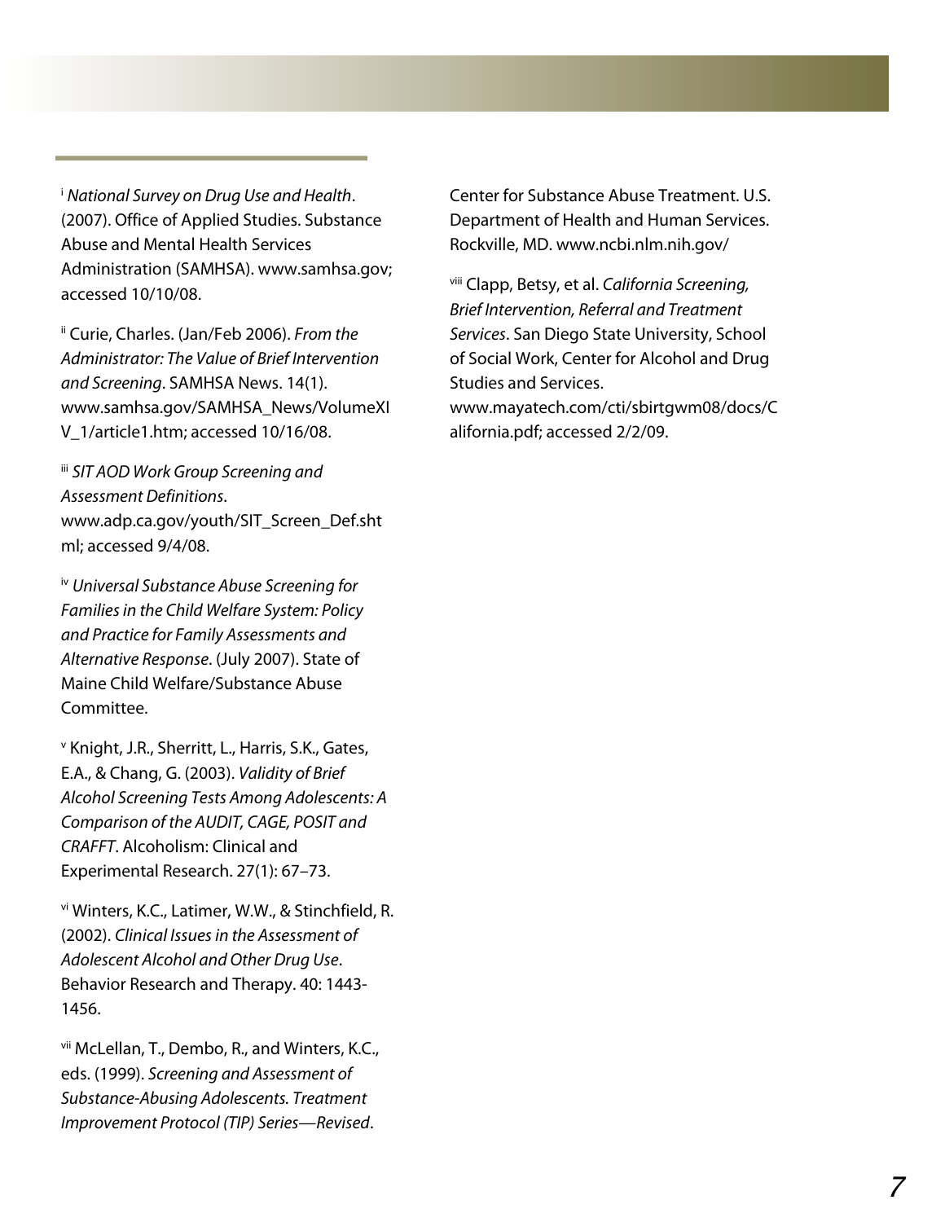[i] *National Survey on Drug Use and Health*. (2007). Office of Applied Studies. Substance Abuse and Mental Health Services Administration (SAMHSA). www.samhsa.gov; accessed 10/10/08.

[ii] Curie, Charles. (Jan/Feb 2006). *From the Administrator: The Value of Brief Intervention and Screening*. SAMHSA News. 14(1). www.samhsa.gov/SAMHSA_News/VolumeXIV_1/article1.htm; accessed 10/16/08.

[iii] *SIT AOD Work Group Screening and Assessment Definitions*. www.adp.ca.gov/youth/SIT_Screen_Def.shtml; accessed 9/4/08.

[iv] *Universal Substance Abuse Screening for Families in the Child Welfare System: Policy and Practice for Family Assessments and Alternative Response*. (July 2007). State of Maine Child Welfare/Substance Abuse Committee.

[v] Knight, J.R., Sherritt, L., Harris, S.K., Gates, E.A., & Chang, G. (2003). *Validity of Brief Alcohol Screening Tests Among Adolescents: A Comparison of the AUDIT, CAGE, POSIT and CRAFFT*. Alcoholism: Clinical and Experimental Research. 27(1): 67–73.

[vi] Winters, K.C., Latimer, W.W., & Stinchfield, R. (2002). *Clinical Issues in the Assessment of Adolescent Alcohol and Other Drug Use*. Behavior Research and Therapy. 40: 1443-1456.

[vii] McLellan, T., Dembo, R., and Winters, K.C., eds. (1999). *Screening and Assessment of Substance-Abusing Adolescents. Treatment Improvement Protocol (TIP) Series—Revised*. Center for Substance Abuse Treatment. U.S. Department of Health and Human Services. Rockville, MD. www.ncbi.nlm.nih.gov/

[viii] Clapp, Betsy, et al. *California Screening, Brief Intervention, Referral and Treatment Services*. San Diego State University, School of Social Work, Center for Alcohol and Drug Studies and Services. www.mayatech.com/cti/sbirtgwm08/docs/California.pdf; accessed 2/2/09.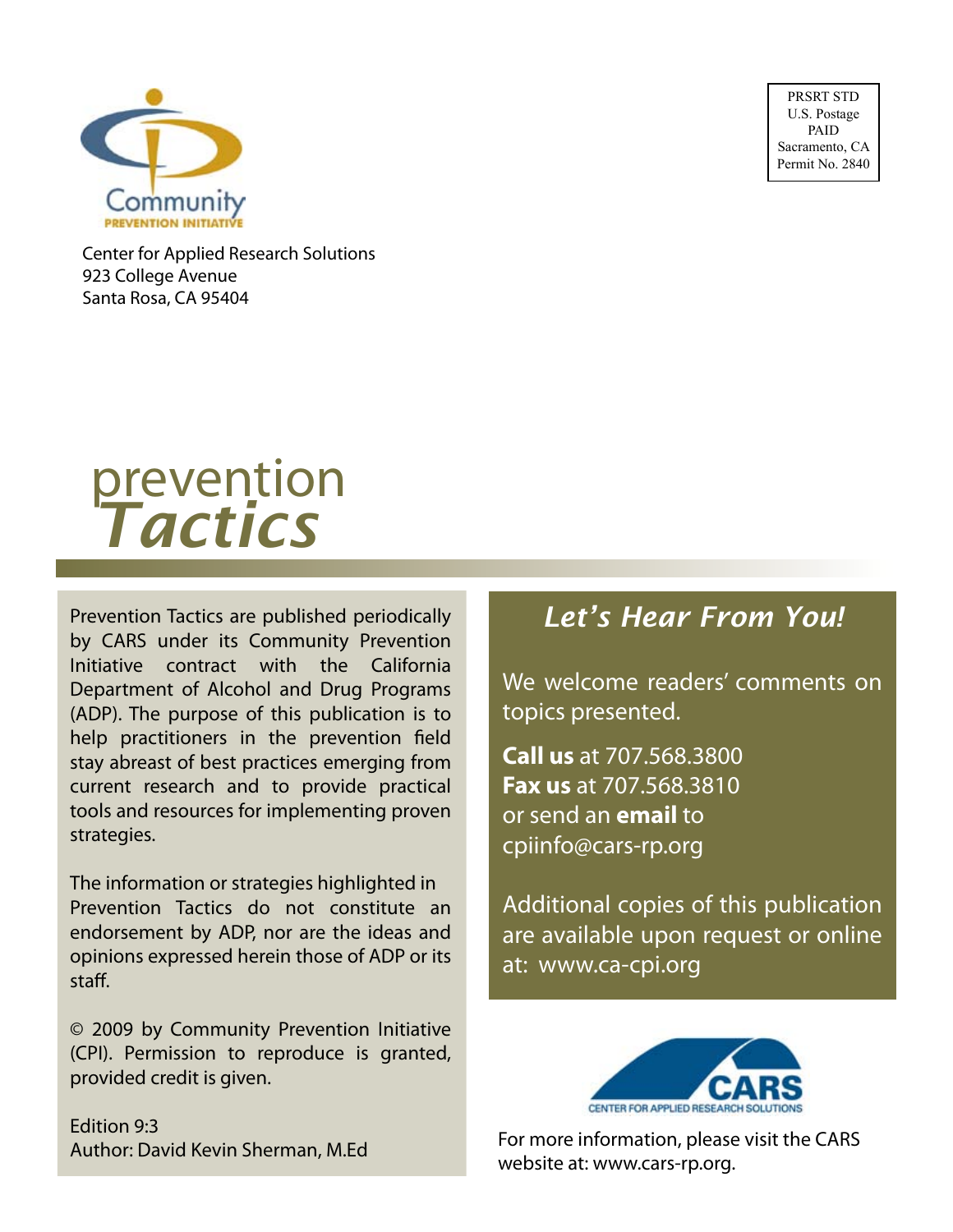Community
PREVENTION INITIATIVE

Center for Applied Research Solutions
923 College Avenue
Santa Rosa, CA 95404

PRSRT STD
U.S. Postage
PAID
Sacramento, CA
Permit No. 2840

# prevention *Tactics*

Prevention Tactics are published periodically by CARS under its Community Prevention Initiative contract with the California Department of Alcohol and Drug Programs (ADP). The purpose of this publication is to help practitioners in the prevention field stay abreast of best practices emerging from current research and to provide practical tools and resources for implementing proven strategies.

The information or strategies highlighted in Prevention Tactics do not constitute an endorsement by ADP, nor are the ideas and opinions expressed herein those of ADP or its staff.

© 2009 by Community Prevention Initiative (CPI). Permission to reproduce is granted, provided credit is given.

Edition 9:3
Author: David Kevin Sherman, M.Ed

## *Let's Hear From You!*

We welcome readers' comments on topics presented.

**Call us** at 707.568.3800
**Fax us** at 707.568.3810
or send an **email** to
cpiinfo@cars-rp.org

Additional copies of this publication are available upon request or online at: www.ca-cpi.org

CARS
CENTER FOR APPLIED RESEARCH SOLUTIONS

For more information, please visit the CARS website at: www.cars-rp.org.